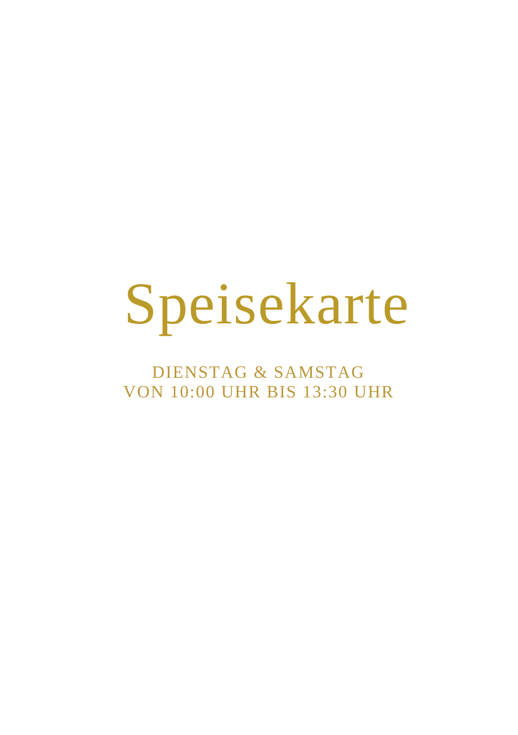# Speisekarte

DIENSTAG & SAMSTAG
VON 10:00 UHR BIS 13:30 UHR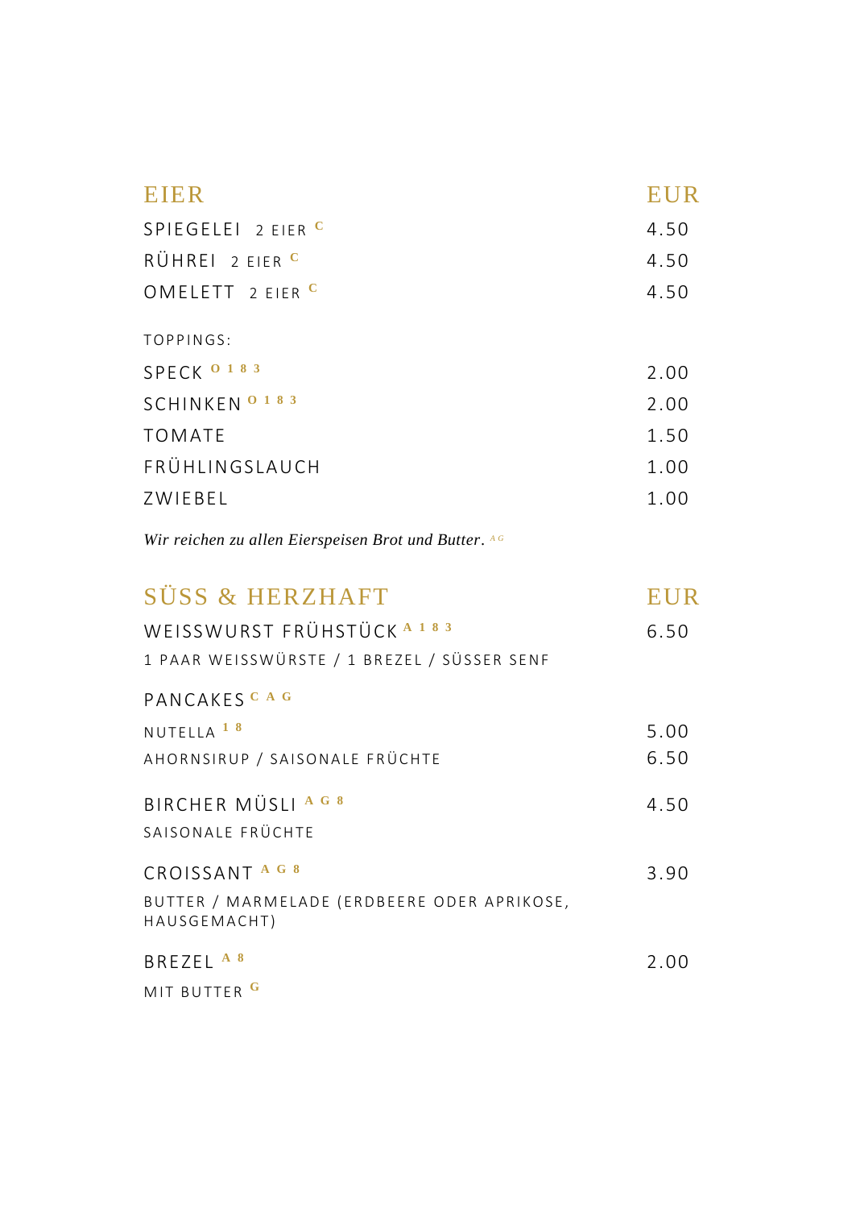## EIER

| | EUR |
|---|---|
| SPIEGELEI 2 EIER [C] | 4.50 |
| RÜHREI 2 EIER [C] | 4.50 |
| OMELETT 2 EIER [C] | 4.50 |

TOPPINGS:

| | |
|---|---|
| SPECK [O 1 8 3] | 2.00 |
| SCHINKEN [O 1 8 3] | 2.00 |
| TOMATE | 1.50 |
| FRÜHLINGSLAUCH | 1.00 |
| ZWIEBEL | 1.00 |

*Wir reichen zu allen Eierspeisen Brot und Butter.* [A G]

## SÜSS & HERZHAFT

| | EUR |
|---|---|
| WEISSWURST FRÜHSTÜCK [A 1 8 3]<br>1 PAAR WEISSWÜRSTE / 1 BREZEL / SÜSSER SENF | 6.50 |
| PANCAKES [C A G] | |
| NUTELLA [1 8] | 5.00 |
| AHORNSIRUP / SAISONALE FRÜCHTE | 6.50 |
| BIRCHER MÜSLI [A G 8]<br>SAISONALE FRÜCHTE | 4.50 |
| CROISSANT [A G 8]<br>BUTTER / MARMELADE (ERDBEERE ODER APRIKOSE, HAUSGEMACHT) | 3.90 |
| BREZEL [A 8]<br>MIT BUTTER [G] | 2.00 |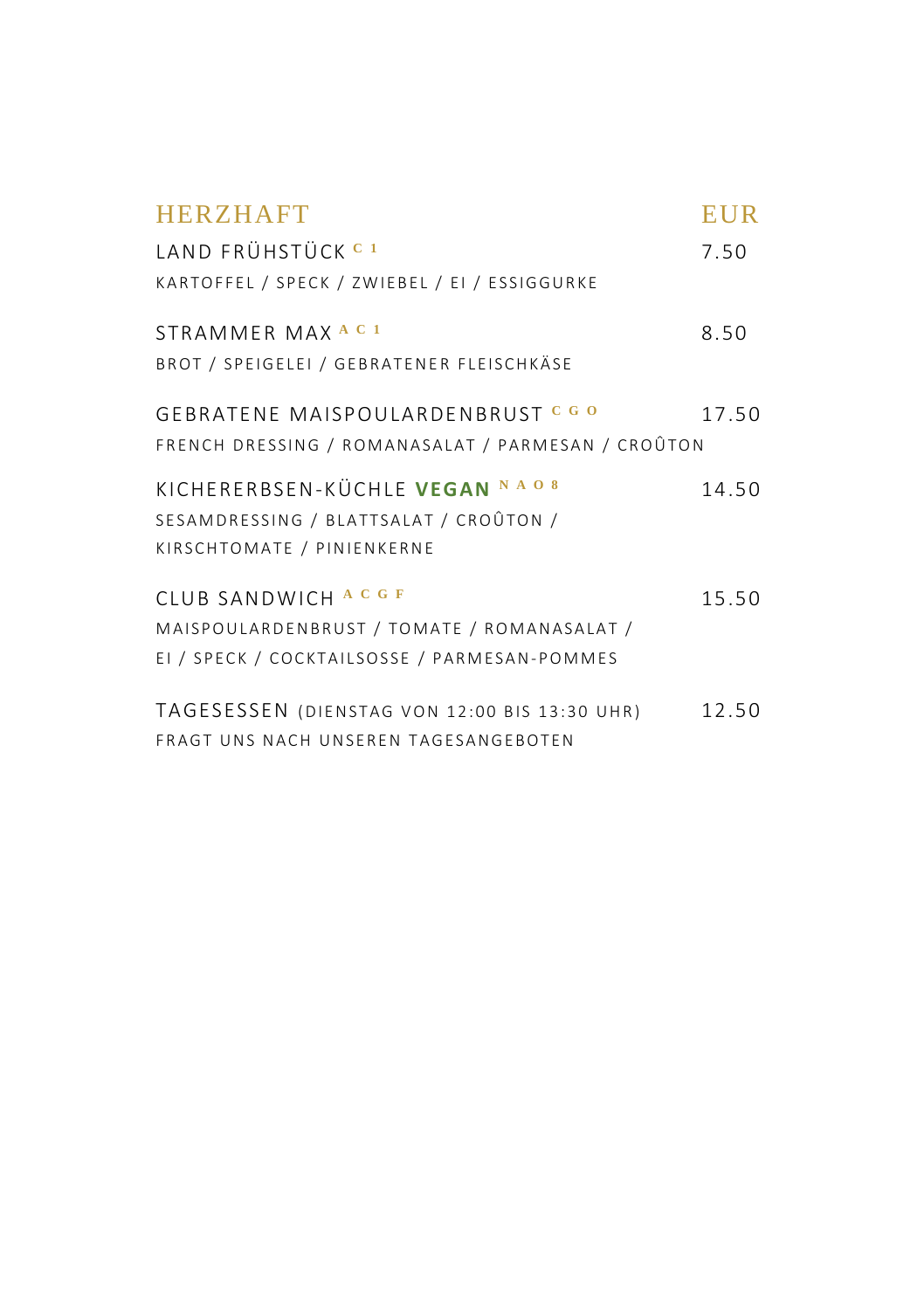## HERZHAFT — EUR

**LAND FRÜHSTÜCK** C 1 — 7.50
KARTOFFEL / SPECK / ZWIEBEL / EI / ESSIGGURKE

**STRAMMER MAX** A C 1 — 8.50
BROT / SPIEGELEI / GEBRATENER FLEISCHKÄSE

**GEBRATENE MAISPOULARDENBRUST** C G O — 17.50
FRENCH DRESSING / ROMANASALAT / PARMESAN / CROÛTON

**KICHERERBSEN-KÜCHLE VEGAN** N A O 8 — 14.50
SESAMDRESSING / BLATTSALAT / CROÛTON / KIRSCHTOMATE / PINIENKERNE

**CLUB SANDWICH** A C G F — 15.50
MAISPOULARDENBRUST / TOMATE / ROMANASALAT / EI / SPECK / COCKTAILSOSSE / PARMESAN-POMMES

**TAGESESSEN** (DIENSTAG VON 12:00 BIS 13:30 UHR) — 12.50
FRAGT UNS NACH UNSEREN TAGESANGEBOTEN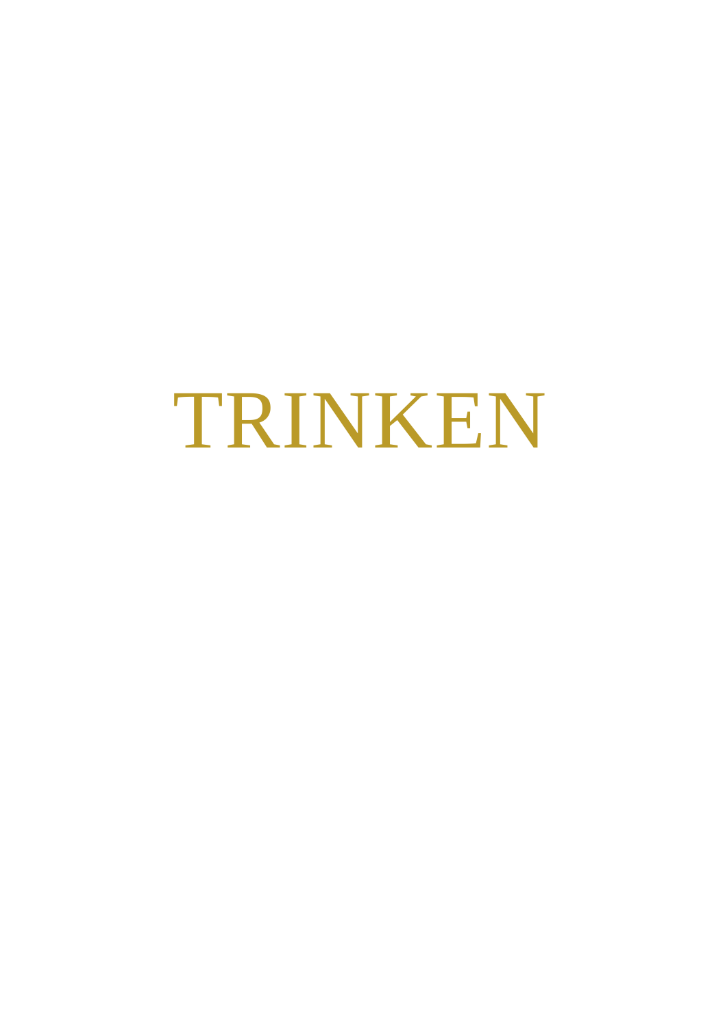# TRINKEN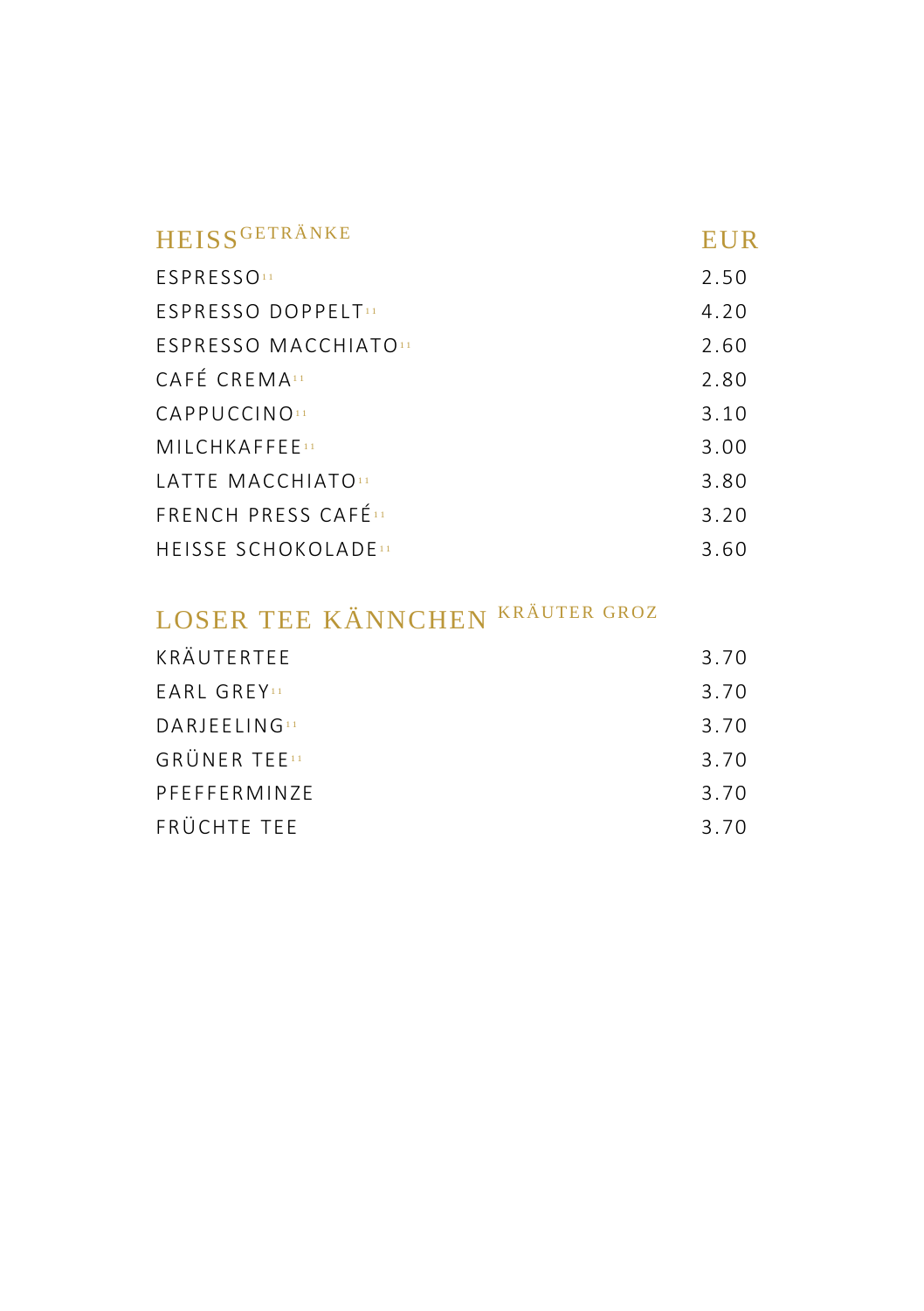| HEISSGETRÄNKE | EUR |
|---|---|
| ESPRESSO[11] | 2.50 |
| ESPRESSO DOPPELT[11] | 4.20 |
| ESPRESSO MACCHIATO[11] | 2.60 |
| CAFÉ CREMA[11] | 2.80 |
| CAPPUCCINO[11] | 3.10 |
| MILCHKAFFEE[11] | 3.00 |
| LATTE MACCHIATO[11] | 3.80 |
| FRENCH PRESS CAFÉ[11] | 3.20 |
| HEISSE SCHOKOLADE[11] | 3.60 |

| LOSER TEE KÄNNCHEN KRÄUTER GROZ | |
|---|---|
| KRÄUTERTEE | 3.70 |
| EARL GREY[11] | 3.70 |
| DARJEELING[11] | 3.70 |
| GRÜNER TEE[11] | 3.70 |
| PFEFFERMINZE | 3.70 |
| FRÜCHTE TEE | 3.70 |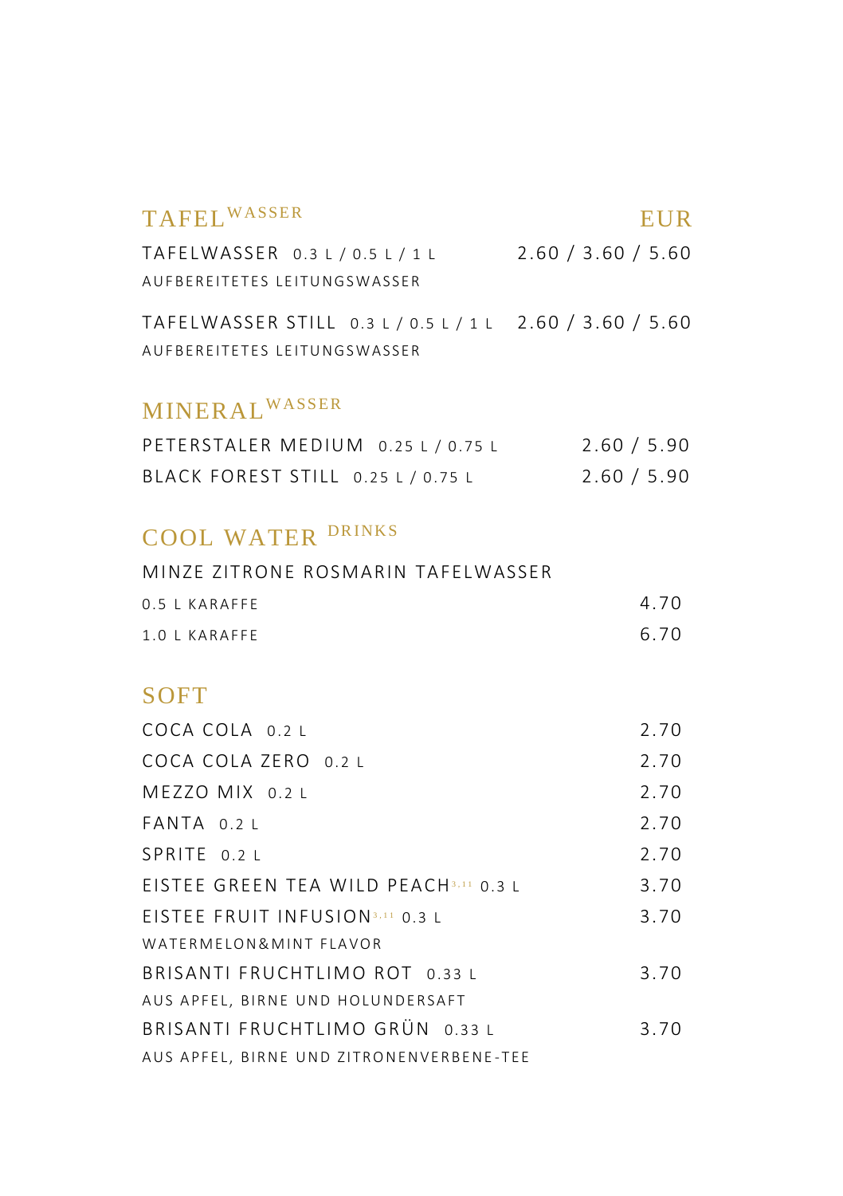## TAFEL WASSER

| | EUR |
|---|---|
| TAFELWASSER 0.3 L / 0.5 L / 1 L<br>AUFBEREITETES LEITUNGSWASSER | 2.60 / 3.60 / 5.60 |
| TAFELWASSER STILL 0.3 L / 0.5 L / 1 L<br>AUFBEREITETES LEITUNGSWASSER | 2.60 / 3.60 / 5.60 |

## MINERAL WASSER

| | |
|---|---|
| PETERSTALER MEDIUM 0.25 L / 0.75 L | 2.60 / 5.90 |
| BLACK FOREST STILL 0.25 L / 0.75 L | 2.60 / 5.90 |

## COOL WATER DRINKS

MINZE ZITRONE ROSMARIN TAFELWASSER

| | |
|---|---|
| 0.5 L KARAFFE | 4.70 |
| 1.0 L KARAFFE | 6.70 |

## SOFT

| | |
|---|---|
| COCA COLA 0.2 L | 2.70 |
| COCA COLA ZERO 0.2 L | 2.70 |
| MEZZO MIX 0.2 L | 2.70 |
| FANTA 0.2 L | 2.70 |
| SPRITE 0.2 L | 2.70 |
| EISTEE GREEN TEA WILD PEACH[3,11] 0.3 L | 3.70 |
| EISTEE FRUIT INFUSION[3,11] 0.3 L<br>WATERMELON&MINT FLAVOR | 3.70 |
| BRISANTI FRUCHTLIMO ROT 0.33 L<br>AUS APFEL, BIRNE UND HOLUNDERSAFT | 3.70 |
| BRISANTI FRUCHTLIMO GRÜN 0.33 L<br>AUS APFEL, BIRNE UND ZITRONENVERBENE-TEE | 3.70 |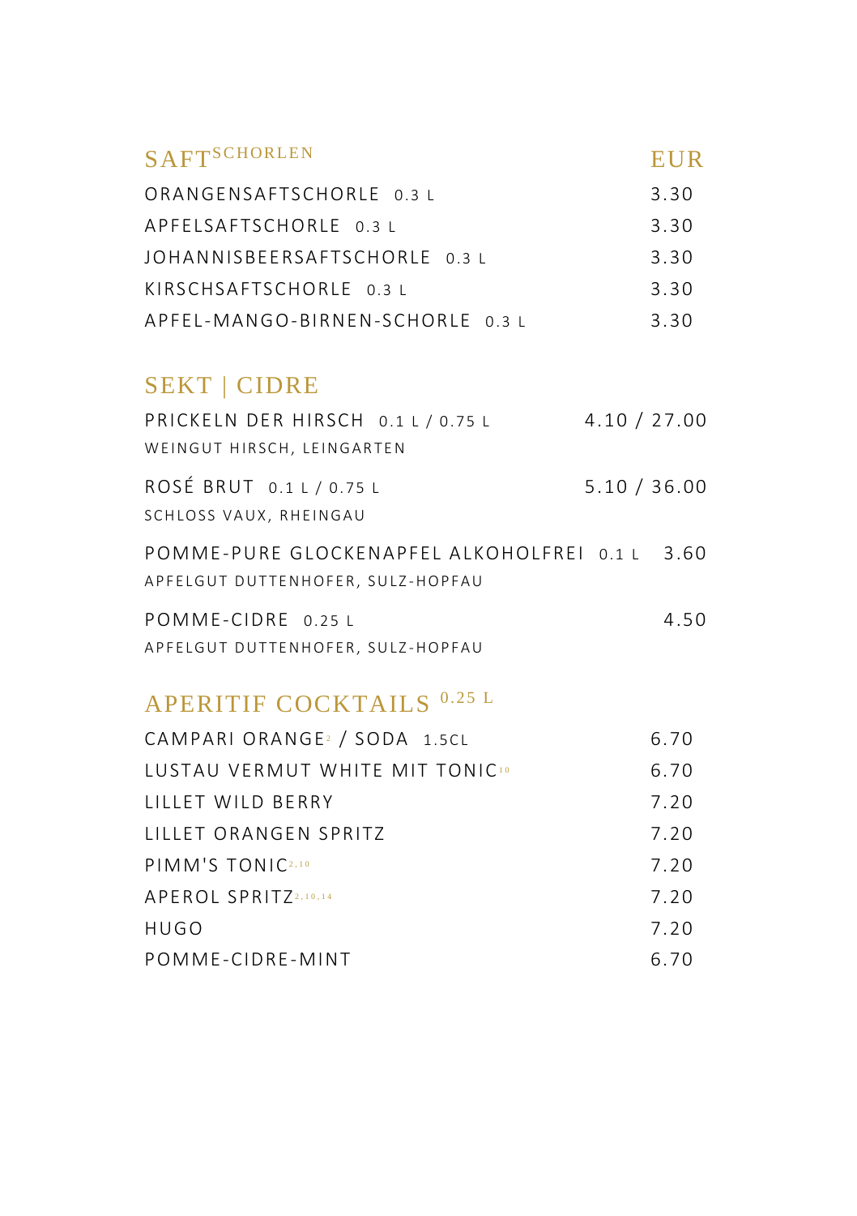## SAFT[SCHORLEN]

| | EUR |
|---|---|
| ORANGENSAFTSCHORLE 0.3 L | 3.30 |
| APFELSAFTSCHORLE 0.3 L | 3.30 |
| JOHANNISBEERSAFTSCHORLE 0.3 L | 3.30 |
| KIRSCHSAFTSCHORLE 0.3 L | 3.30 |
| APFEL-MANGO-BIRNEN-SCHORLE 0.3 L | 3.30 |

## SEKT | CIDRE

| | |
|---|---|
| PRICKELN DER HIRSCH 0.1 L / 0.75 L<br>WEINGUT HIRSCH, LEINGARTEN | 4.10 / 27.00 |
| ROSÉ BRUT 0.1 L / 0.75 L<br>SCHLOSS VAUX, RHEINGAU | 5.10 / 36.00 |
| POMME-PURE GLOCKENAPFEL ALKOHOLFREI 0.1 L<br>APFELGUT DUTTENHOFER, SULZ-HOPFAU | 3.60 |
| POMME-CIDRE 0.25 L<br>APFELGUT DUTTENHOFER, SULZ-HOPFAU | 4.50 |

## APERITIF COCKTAILS 0.25 L

| | |
|---|---|
| CAMPARI ORANGE[2] / SODA 1.5CL | 6.70 |
| LUSTAU VERMUT WHITE MIT TONIC[10] | 6.70 |
| LILLET WILD BERRY | 7.20 |
| LILLET ORANGEN SPRITZ | 7.20 |
| PIMM'S TONIC[2,10] | 7.20 |
| APEROL SPRITZ[2,10,14] | 7.20 |
| HUGO | 7.20 |
| POMME-CIDRE-MINT | 6.70 |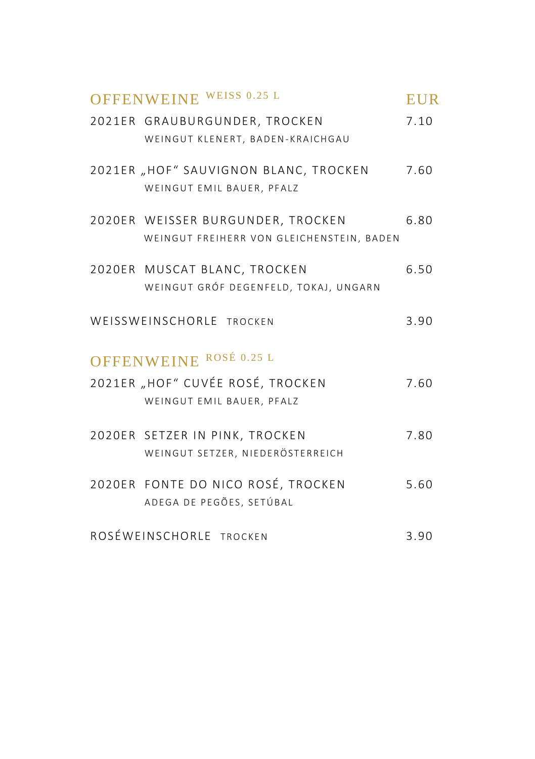## OFFENWEINE WEISS 0.25 L

| | EUR |
|---|---|
| 2021ER GRAUBURGUNDER, TROCKEN<br>WEINGUT KLENERT, BADEN-KRAICHGAU | 7.10 |
| 2021ER „HOF“ SAUVIGNON BLANC, TROCKEN<br>WEINGUT EMIL BAUER, PFALZ | 7.60 |
| 2020ER WEISSER BURGUNDER, TROCKEN<br>WEINGUT FREIHERR VON GLEICHENSTEIN, BADEN | 6.80 |
| 2020ER MUSCAT BLANC, TROCKEN<br>WEINGUT GRÓF DEGENFELD, TOKAJ, UNGARN | 6.50 |
| WEISSWEINSCHORLE TROCKEN | 3.90 |

## OFFENWEINE ROSÉ 0.25 L

| | |
|---|---|
| 2021ER „HOF“ CUVÉE ROSÉ, TROCKEN<br>WEINGUT EMIL BAUER, PFALZ | 7.60 |
| 2020ER SETZER IN PINK, TROCKEN<br>WEINGUT SETZER, NIEDERÖSTERREICH | 7.80 |
| 2020ER FONTE DO NICO ROSÉ, TROCKEN<br>ADEGA DE PEGÕES, SETÚBAL | 5.60 |
| ROSÉWEINSCHORLE TROCKEN | 3.90 |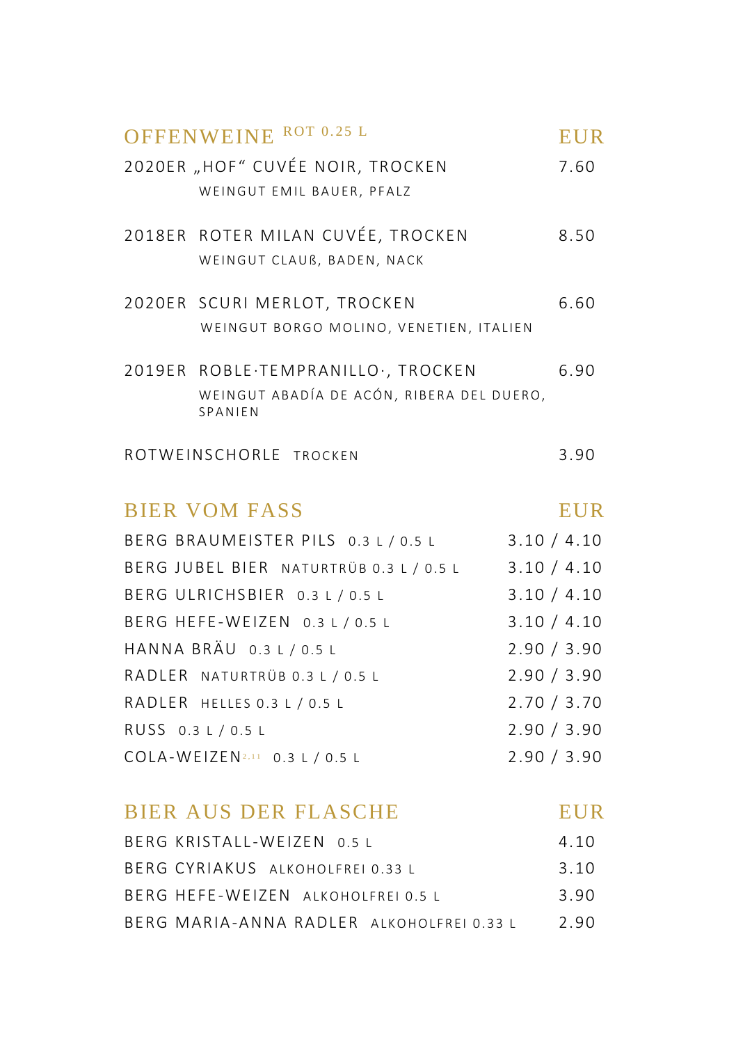## OFFENWEINE ROT 0.25 L

| | EUR |
|---|---|
| 2020ER „HOF" CUVÉE NOIR, TROCKEN<br>WEINGUT EMIL BAUER, PFALZ | 7.60 |
| 2018ER ROTER MILAN CUVÉE, TROCKEN<br>WEINGUT CLAUß, BADEN, NACK | 8.50 |
| 2020ER SCURI MERLOT, TROCKEN<br>WEINGUT BORGO MOLINO, VENETIEN, ITALIEN | 6.60 |
| 2019ER ROBLE·TEMPRANILLO·, TROCKEN<br>WEINGUT ABADÍA DE ACÓN, RIBERA DEL DUERO, SPANIEN | 6.90 |
| ROTWEINSCHORLE TROCKEN | 3.90 |

## BIER VOM FASS

| | EUR |
|---|---|
| BERG BRAUMEISTER PILS 0.3 L / 0.5 L | 3.10 / 4.10 |
| BERG JUBEL BIER NATURTRÜB 0.3 L / 0.5 L | 3.10 / 4.10 |
| BERG ULRICHSBIER 0.3 L / 0.5 L | 3.10 / 4.10 |
| BERG HEFE-WEIZEN 0.3 L / 0.5 L | 3.10 / 4.10 |
| HANNA BRÄU 0.3 L / 0.5 L | 2.90 / 3.90 |
| RADLER NATURTRÜB 0.3 L / 0.5 L | 2.90 / 3.90 |
| RADLER HELLES 0.3 L / 0.5 L | 2.70 / 3.70 |
| RUSS 0.3 L / 0.5 L | 2.90 / 3.90 |
| COLA-WEIZEN[2,11] 0.3 L / 0.5 L | 2.90 / 3.90 |

## BIER AUS DER FLASCHE

| | EUR |
|---|---|
| BERG KRISTALL-WEIZEN 0.5 L | 4.10 |
| BERG CYRIAKUS ALKOHOLFREI 0.33 L | 3.10 |
| BERG HEFE-WEIZEN ALKOHOLFREI 0.5 L | 3.90 |
| BERG MARIA-ANNA RADLER ALKOHOLFREI 0.33 L | 2.90 |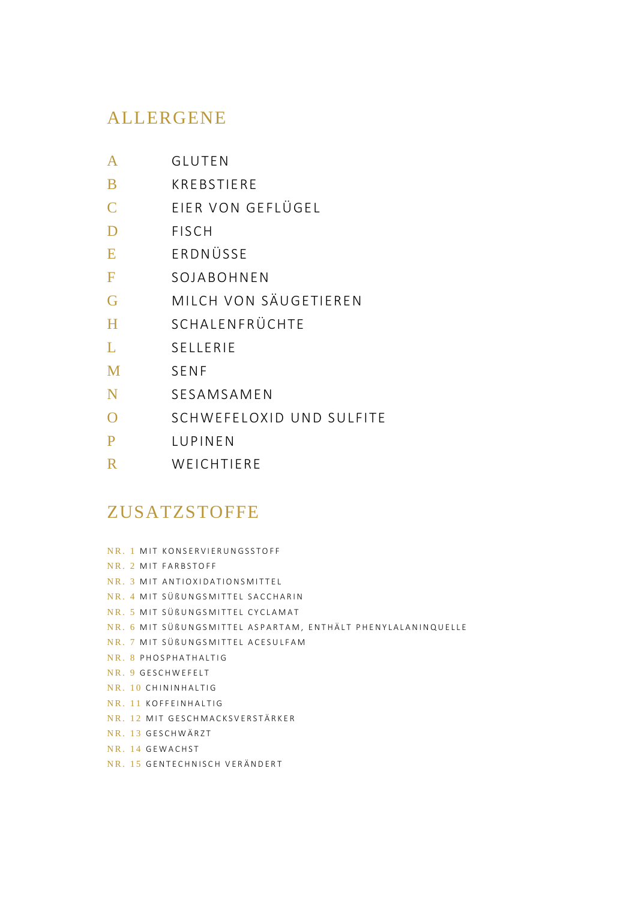## ALLERGENE

| | |
|---|---|
| A | GLUTEN |
| B | KREBSTIERE |
| C | EIER VON GEFLÜGEL |
| D | FISCH |
| E | ERDNÜSSE |
| F | SOJABOHNEN |
| G | MILCH VON SÄUGETIEREN |
| H | SCHALENFRÜCHTE |
| L | SELLERIE |
| M | SENF |
| N | SESAMSAMEN |
| O | SCHWEFELOXID UND SULFITE |
| P | LUPINEN |
| R | WEICHTIERE |

## ZUSATZSTOFFE

NR. 1 MIT KONSERVIERUNGSSTOFF
NR. 2 MIT FARBSTOFF
NR. 3 MIT ANTIOXIDATIONSMITTEL
NR. 4 MIT SÜßUNGSMITTEL SACCHARIN
NR. 5 MIT SÜßUNGSMITTEL CYCLAMAT
NR. 6 MIT SÜßUNGSMITTEL ASPARTAM, ENTHÄLT PHENYLALANINQUELLE
NR. 7 MIT SÜßUNGSMITTEL ACESULFAM
NR. 8 PHOSPHATHALTIG
NR. 9 GESCHWEFELT
NR. 10 CHININHALTIG
NR. 11 KOFFEINHALTIG
NR. 12 MIT GESCHMACKSVERSTÄRKER
NR. 13 GESCHWÄRZT
NR. 14 GEWACHST
NR. 15 GENTECHNISCH VERÄNDERT